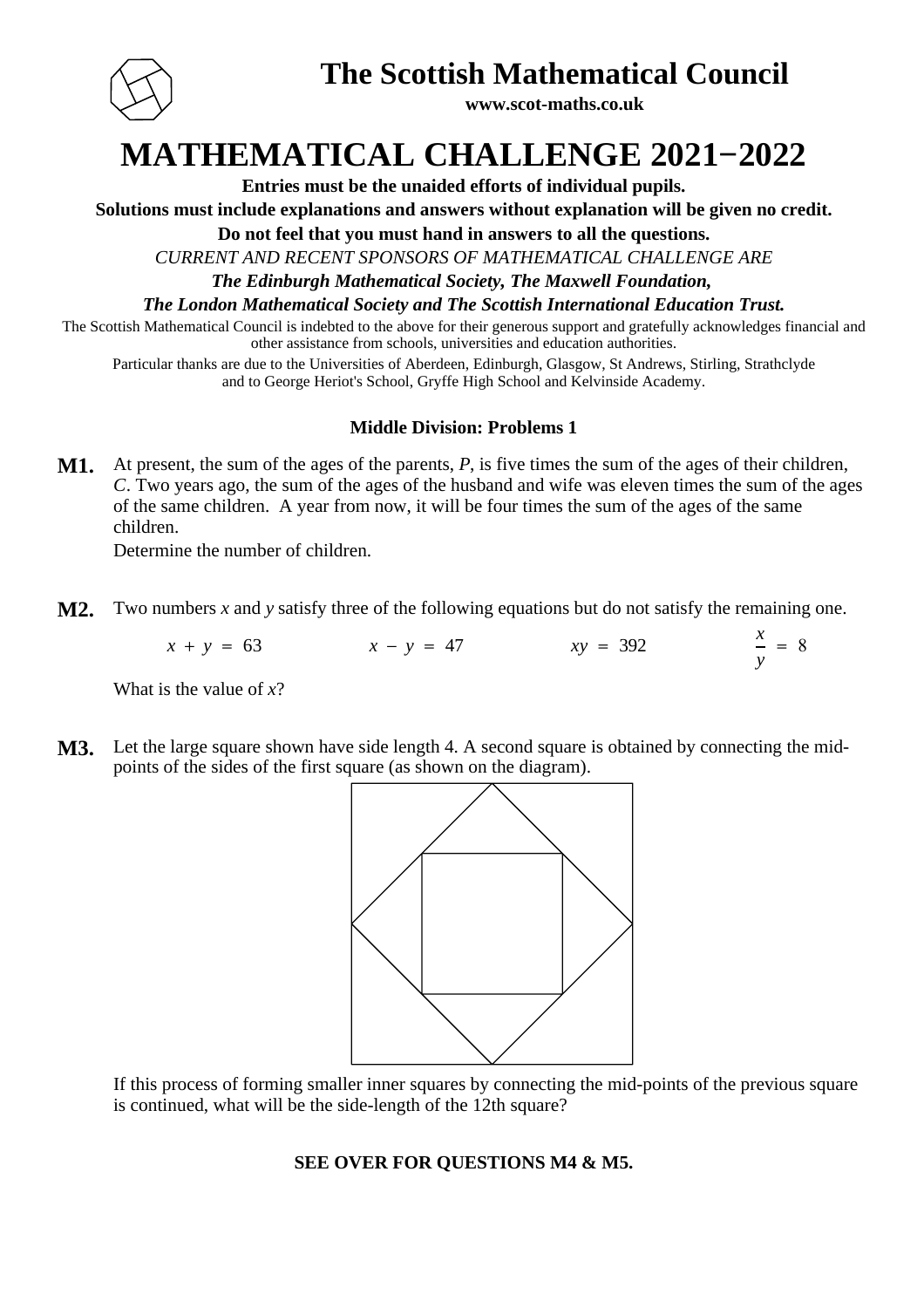# The Scottish Mathematical Council

**www.scot-maths.co.uk**

# MATHEMATICAL CHALLENGE 2021−2022

**Entries must be the unaided efforts of individual pupils.**

**Solutions must include explanations and answers without explanation will be given no credit.**

**Do not feel that you must hand in answers to all the questions.**

*CURRENT AND RECENT SPONSORS OF MATHEMATICAL CHALLENGE ARE*

***The Edinburgh Mathematical Society, The Maxwell Foundation,***

***The London Mathematical Society and The Scottish International Education Trust.***

The Scottish Mathematical Council is indebted to the above for their generous support and gratefully acknowledges financial and other assistance from schools, universities and education authorities.

Particular thanks are due to the Universities of Aberdeen, Edinburgh, Glasgow, St Andrews, Stirling, Strathclyde and to George Heriot's School, Gryffe High School and Kelvinside Academy.

### Middle Division: Problems 1

**M1.** At present, the sum of the ages of the parents, $P$, is five times the sum of the ages of their children, $C$. Two years ago, the sum of the ages of the husband and wife was eleven times the sum of the ages of the same children. A year from now, it will be four times the sum of the ages of the same children.

Determine the number of children.

**M2.** Two numbers $x$ and $y$ satisfy three of the following equations but do not satisfy the remaining one.

$$x + y = 63 \qquad x - y = 47 \qquad xy = 392 \qquad \frac{x}{y} = 8$$

What is the value of $x$?

**M3.** Let the large square shown have side length 4. A second square is obtained by connecting the mid-points of the sides of the first square (as shown on the diagram).

If this process of forming smaller inner squares by connecting the mid-points of the previous square is continued, what will be the side-length of the 12th square?

**SEE OVER FOR QUESTIONS M4 & M5.**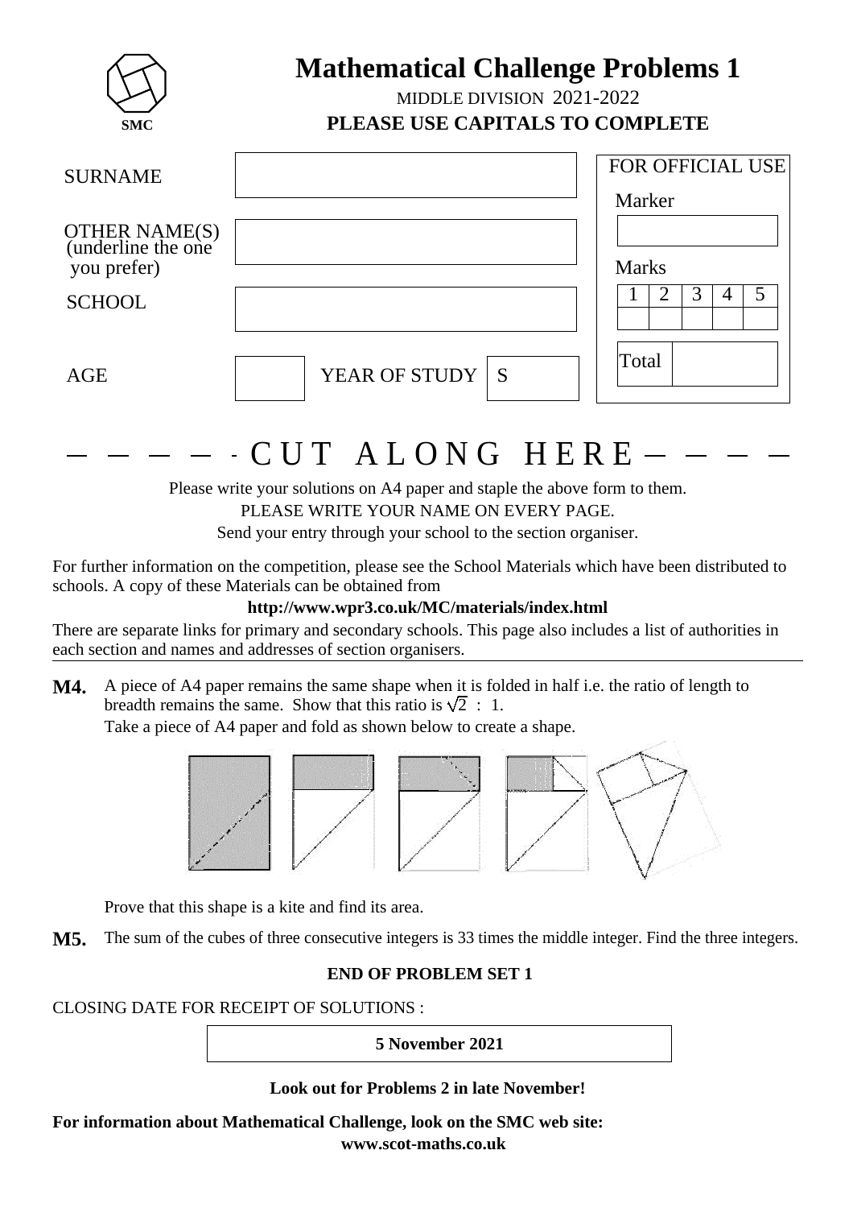# Mathematical Challenge Problems 1

MIDDLE DIVISION 2021-2022

**PLEASE USE CAPITALS TO COMPLETE**

| | | | |
|---|---|---|---|
| SURNAME | | | |
| OTHER NAME(S) (underline the one you prefer) | | | |
| SCHOOL | | | |
| AGE | | YEAR OF STUDY | S |

FOR OFFICIAL USE

Marker

Marks

| 1 | 2 | 3 | 4 | 5 |
|---|---|---|---|---|
| | | | | |

Total

---- CUT ALONG HERE ----

Please write your solutions on A4 paper and staple the above form to them.

PLEASE WRITE YOUR NAME ON EVERY PAGE.

Send your entry through your school to the section organiser.

For further information on the competition, please see the School Materials which have been distributed to schools. A copy of these Materials can be obtained from

**http://www.wpr3.co.uk/MC/materials/index.html**

There are separate links for primary and secondary schools. This page also includes a list of authorities in each section and names and addresses of section organisers.

---

**M4.** A piece of A4 paper remains the same shape when it is folded in half i.e. the ratio of length to breadth remains the same. Show that this ratio is $\sqrt{2}$ : 1.

Take a piece of A4 paper and fold as shown below to create a shape.

Prove that this shape is a kite and find its area.

**M5.** The sum of the cubes of three consecutive integers is 33 times the middle integer. Find the three integers.

**END OF PROBLEM SET 1**

CLOSING DATE FOR RECEIPT OF SOLUTIONS :

**5 November 2021**

**Look out for Problems 2 in late November!**

**For information about Mathematical Challenge, look on the SMC web site:**
**www.scot-maths.co.uk**